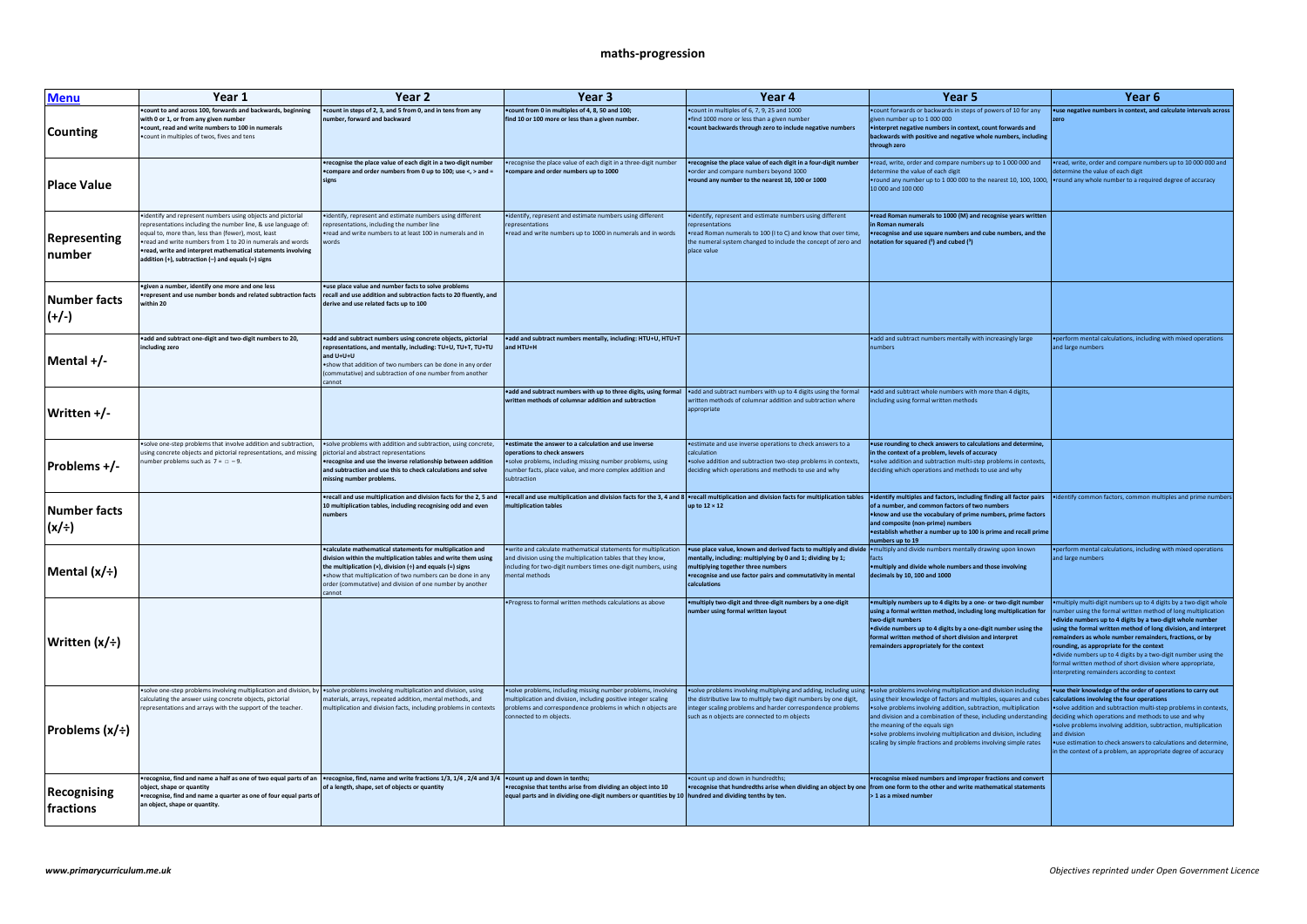# maths-progression

| [Menu](#) | Year 1 | Year 2 | Year 3 | Year 4 | Year 5 | Year 6 |
|---|---|---|---|---|---|---|
| **Counting** | •**count to and across 100, forwards and backwards, beginning with 0 or 1, or from any given number**<br>•**count, read and write numbers to 100 in numerals**<br>•count in multiples of twos, fives and tens | •**count in steps of 2, 3, and 5 from 0, and in tens from any number, forward and backward** | •**count from 0 in multiples of 4, 8, 50 and 100; find 10 or 100 more or less than a given number.** | •count in multiples of 6, 7, 9, 25 and 1000<br>•find 1000 more or less than a given number<br>•**count backwards through zero to include negative numbers** | •count forwards or backwards in steps of powers of 10 for any given number up to 1 000 000<br>•**interpret negative numbers in context, count forwards and backwards with positive and negative whole numbers, including through zero** | •**use negative numbers in context, and calculate intervals across zero** |
| **Place Value** | | •**recognise the place value of each digit in a two-digit number**<br>•**compare and order numbers from 0 up to 100; use <, > and = signs** | •recognise the place value of each digit in a three-digit number<br>•**compare and order numbers up to 1000** | •**recognise the place value of each digit in a four-digit number**<br>•order and compare numbers beyond 1000<br>•**round any number to the nearest 10, 100 or 1000** | •read, write, order and compare numbers up to 1 000 000 and determine the value of each digit<br>•round any number up to 1 000 000 to the nearest 10, 100, 1000, 10 000 and 100 000 | •read, write, order and compare numbers up to 10 000 000 and determine the value of each digit<br>•round any whole number to a required degree of accuracy |
| **Representing number** | •identify and represent numbers using objects and pictorial representations including the number line, & use language of: equal to, more than, less than (fewer), most, least<br>•read and write numbers from 1 to 20 in numerals and words<br>•**read, write and interpret mathematical statements involving addition (+), subtraction (–) and equals (=) signs** | •identify, represent and estimate numbers using different representations, including the number line<br>•read and write numbers to at least 100 in numerals and in words | •identify, represent and estimate numbers using different representations<br>•read and write numbers up to 1000 in numerals and in words | •identify, represent and estimate numbers using different representations<br>•read Roman numerals to 100 (I to C) and know that over time, the numeral system changed to include the concept of zero and place value | •**read Roman numerals to 1000 (M) and recognise years written in Roman numerals**<br>•**recognise and use square numbers and cube numbers, and the notation for squared ($^2$) and cubed ($^3$)** | |
| **Number facts (+/-)** | •**given a number, identify one more and one less**<br>•**represent and use number bonds and related subtraction facts within 20** | •**use place value and number facts to solve problems**<br>**recall and use addition and subtraction facts to 20 fluently, and derive and use related facts up to 100** | | | | |
| **Mental +/-** | •**add and subtract one-digit and two-digit numbers to 20, including zero** | •**add and subtract numbers using concrete objects, pictorial representations, and mentally, including: TU+U, TU+T, TU+TU and U+U+U**<br>•show that addition of two numbers can be done in any order (commutative) and subtraction of one number from another cannot | •**add and subtract numbers mentally, including: HTU+U, HTU+T and HTU+H** | | •add and subtract numbers mentally with increasingly large numbers | •perform mental calculations, including with mixed operations and large numbers |
| **Written +/-** | | | •**add and subtract numbers with up to three digits, using formal written methods of columnar addition and subtraction** | •add and subtract numbers with up to 4 digits using the formal written methods of columnar addition and subtraction where appropriate | •add and subtract whole numbers with more than 4 digits, including using formal written methods | |
| **Problems +/-** | •solve one-step problems that involve addition and subtraction, using concrete objects and pictorial representations, and missing number problems such as 7 = □ − 9. | •solve problems with addition and subtraction, using concrete, pictorial and abstract representations<br>•**recognise and use the inverse relationship between addition and subtraction and use this to check calculations and solve missing number problems.** | •**estimate the answer to a calculation and use inverse operations to check answers**<br>•solve problems, including missing number problems, using number facts, place value, and more complex addition and subtraction | •estimate and use inverse operations to check answers to a calculation<br>•solve addition and subtraction two-step problems in contexts, deciding which operations and methods to use and why | •**use rounding to check answers to calculations and determine, in the context of a problem, levels of accuracy**<br>•solve addition and subtraction multi-step problems in contexts, deciding which operations and methods to use and why | |
| **Number facts (x/÷)** | | •**recall and use multiplication and division facts for the 2, 5 and 10 multiplication tables, including recognising odd and even numbers** | •**recall and use multiplication and division facts for the 3, 4 and 8 multiplication tables** | •**recall multiplication and division facts for multiplication tables up to 12 × 12** | •**identify multiples and factors, including finding all factor pairs of a number, and common factors of two numbers**<br>•**know and use the vocabulary of prime numbers, prime factors and composite (non-prime) numbers**<br>•**establish whether a number up to 100 is prime and recall prime numbers up to 19** | •identify common factors, common multiples and prime numbers |
| **Mental (x/÷)** | | •**calculate mathematical statements for multiplication and division within the multiplication tables and write them using the multiplication (×), division (÷) and equals (=) signs**<br>•show that multiplication of two numbers can be done in any order (commutative) and division of one number by another cannot | •write and calculate mathematical statements for multiplication and division using the multiplication tables that they know, including for two-digit numbers times one-digit numbers, using mental methods | •**use place value, known and derived facts to multiply and divide mentally, including: multiplying by 0 and 1; dividing by 1; multiplying together three numbers**<br>•**recognise and use factor pairs and commutativity in mental calculations** | •multiply and divide numbers mentally drawing upon known facts<br>•**multiply and divide whole numbers and those involving decimals by 10, 100 and 1000** | •perform mental calculations, including with mixed operations and large numbers |
| **Written (x/÷)** | | | •Progress to formal written methods calculations as above | •**multiply two-digit and three-digit numbers by a one-digit number using formal written layout** | •**multiply numbers up to 4 digits by a one- or two-digit number using a formal written method, including long multiplication for two-digit numbers**<br>•**divide numbers up to 4 digits by a one-digit number using the formal written method of short division and interpret remainders appropriately for the context** | •multiply multi-digit numbers up to 4 digits by a two-digit whole number using the formal written method of long multiplication<br>•**divide numbers up to 4 digits by a two-digit whole number using the formal written method of long division, and interpret remainders as whole number remainders, fractions, or by rounding, as appropriate for the context**<br>•divide numbers up to 4 digits by a two-digit number using the formal written method of short division where appropriate, interpreting remainders according to context |
| **Problems (x/÷)** | •solve one-step problems involving multiplication and division, by calculating the answer using concrete objects, pictorial representations and arrays with the support of the teacher. | •solve problems involving multiplication and division, using materials, arrays, repeated addition, mental methods, and multiplication and division facts, including problems in contexts | •solve problems, including missing number problems, involving multiplication and division, including positive integer scaling problems and correspondence problems in which n objects are connected to m objects. | •solve problems involving multiplying and adding, including using the distributive law to multiply two digit numbers by one digit, integer scaling problems and harder correspondence problems such as n objects are connected to m objects | •solve problems involving multiplication and division including using their knowledge of factors and multiples, squares and cubes<br>•solve problems involving addition, subtraction, multiplication and division and a combination of these, including understanding the meaning of the equals sign<br>•solve problems involving multiplication and division, including scaling by simple fractions and problems involving simple rates | •**use their knowledge of the order of operations to carry out calculations involving the four operations**<br>•solve addition and subtraction multi-step problems in contexts, deciding which operations and methods to use and why<br>•solve problems involving addition, subtraction, multiplication and division<br>•use estimation to check answers to calculations and determine, in the context of a problem, an appropriate degree of accuracy |
| **Recognising fractions** | •**recognise, find and name a half as one of two equal parts of an object, shape or quantity**<br>•**recognise, find and name a quarter as one of four equal parts of an object, shape or quantity.** | •**recognise, find, name and write fractions 1/3, 1/4 , 2/4 and 3/4 of a length, shape, set of objects or quantity** | •**count up and down in tenths;**<br>•**recognise that tenths arise from dividing an object into 10 equal parts and in dividing one-digit numbers or quantities by 10** | •count up and down in hundredths;<br>•**recognise that hundredths arise when dividing an object by one hundred and dividing tenths by ten.** | •**recognise mixed numbers and improper fractions and convert from one form to the other and write mathematical statements > 1 as a mixed number** | |

*www.primarycurriculum.me.uk*

*Objectives reprinted under Open Government Licence*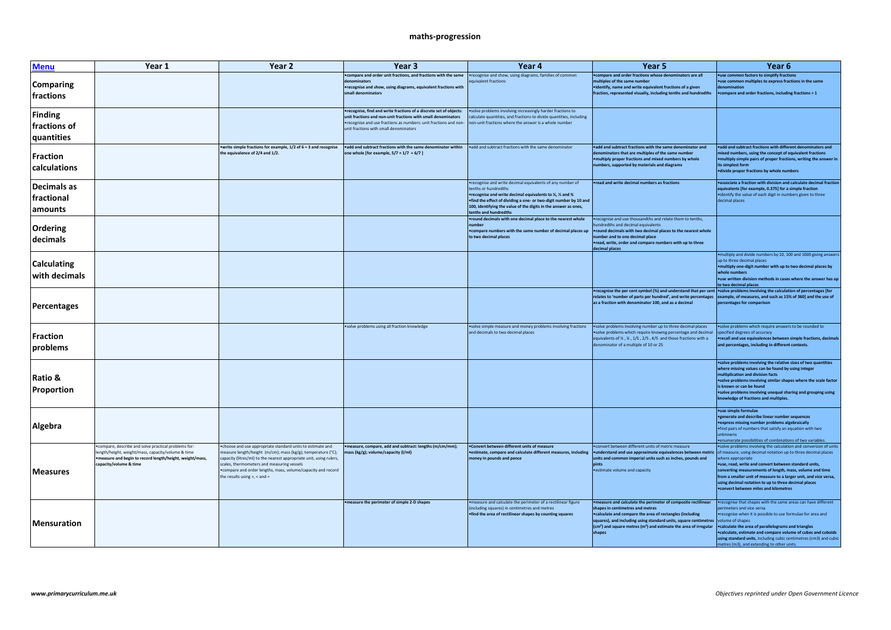# maths-progression

| Menu | Year 1 | Year 2 | Year 3 | Year 4 | Year 5 | Year 6 |
|---|---|---|---|---|---|---|
| **Comparing fractions** | | | •compare and order unit fractions, and fractions with the same denominators<br>•recognise and show, using diagrams, equivalent fractions with small denominators | •recognise and show, using diagrams, families of common equivalent fractions | •compare and order fractions whose denominators are all multiples of the same number<br>•identify, name and write equivalent fractions of a given fraction, represented visually, including tenths and hundredths | •use common factors to simplify fractions<br>•use common multiples to express fractions in the same denomination<br>•compare and order fractions, including fractions > 1 |
| **Finding fractions of quantities** | | | •recognise, find and write fractions of a discrete set of objects: unit fractions and non-unit fractions with small denominators<br>•recognise and use fractions as numbers: unit fractions and non-unit fractions with small denominators | •solve problems involving increasingly harder fractions to calculate quantities, and fractions to divide quantities, including non-unit fractions where the answer is a whole number | | |
| **Fraction calculations** | | •write simple fractions for example, 1/2 of 6 = 3 and recognise the equivalence of 2/4 and 1/2. | •add and subtract fractions with the same denominator within one whole [for example, 5/7 + 1/7 = 6/7 ] | •add and subtract fractions with the same denominator | •add and subtract fractions with the same denominator and denominators that are multiples of the same number<br>•multiply proper fractions and mixed numbers by whole numbers, supported by materials and diagrams | •add and subtract fractions with different denominators and mixed numbers, using the concept of equivalent fractions<br>•multiply simple pairs of proper fractions, writing the answer in its simplest form<br>•divide proper fractions by whole numbers |
| **Decimals as fractional amounts** | | | | •recognise and write decimal equivalents of any number of tenths or hundredths<br>•recognise and write decimal equivalents to ¼, ½ and ¾<br>•find the effect of dividing a one- or two-digit number by 10 and 100, identifying the value of the digits in the answer as ones, tenths and hundredths | •read and write decimal numbers as fractions | •associate a fraction with division and calculate decimal fraction equivalents [for example, 0.375] for a simple fraction<br>•identify the value of each digit in numbers given to three decimal places |
| **Ordering decimals** | | | | •round decimals with one decimal place to the nearest whole number<br>•compare numbers with the same number of decimal places up to two decimal places | •recognise and use thousandths and relate them to tenths, hundredths and decimal equivalents<br>•round decimals with two decimal places to the nearest whole number and to one decimal place<br>•read, write, order and compare numbers with up to three decimal places | |
| **Calculating with decimals** | | | | | | •multiply and divide numbers by 10, 100 and 1000 giving answers up to three decimal places<br>•multiply one-digit number with up to two decimal places by whole numbers<br>•use written division methods in cases where the answer has up to two decimal places |
| **Percentages** | | | | | •recognise the per cent symbol (%) and understand that per cent relates to 'number of parts per hundred', and write percentages as a fraction with denominator 100, and as a decimal | •solve problems involving the calculation of percentages [for example, of measures, and such as 15% of 360] and the use of percentages for comparison |
| **Fraction problems** | | | •solve problems using all fraction knowledge | •solve simple measure and money problems involving fractions and decimals to two decimal places | •solve problems involving number up to three decimal places<br>•solve problems which require knowing percentage and decimal equivalents of ½ , ¼ , 1/5 , 2/5 , 4/5 and those fractions with a denominator of a multiple of 10 or 25 | •solve problems which require answers to be rounded to specified degrees of accuracy<br>•recall and use equivalences between simple fractions, decimals and percentages, including in different contexts. |
| **Ratio & Proportion** | | | | | | •solve problems involving the relative sizes of two quantities where missing values can be found by using integer multiplication and division facts<br>•solve problems involving similar shapes where the scale factor is known or can be found<br>•solve problems involving unequal sharing and grouping using knowledge of fractions and multiples. |
| **Algebra** | | | | | | •use simple formulae<br>•generate and describe linear number sequences<br>•express missing number problems algebraically<br>•find pairs of numbers that satisfy an equation with two unknowns<br>•enumerate possibilities of combinations of two variables. |
| **Measures** | •compare, describe and solve practical problems for: length/height, weight/mass, capacity/volume & time<br>•measure and begin to record length/height, weight/mass, capacity/volume & time | •choose and use appropriate standard units to estimate and measure length/height (m/cm); mass (kg/g); temperature (°C); capacity (litres/ml) to the nearest appropriate unit, using rulers, scales, thermometers and measuring vessels<br>•compare and order lengths, mass, volume/capacity and record the results using >, < and = | •measure, compare, add and subtract: lengths (m/cm/mm); mass (kg/g); volume/capacity (l/ml) | •Convert between different units of measure<br>•estimate, compare and calculate different measures, including money in pounds and pence | •convert between different units of metric measure<br>•understand and use approximate equivalences between metric units and common imperial units such as inches, pounds and pints<br>•estimate volume and capacity | •solve problems involving the calculation and conversion of units of measure, using decimal notation up to three decimal places where appropriate<br>•use, read, write and convert between standard units, converting measurements of length, mass, volume and time from a smaller unit of measure to a larger unit, and vice versa, using decimal notation to up to three decimal places<br>•convert between miles and kilometres |
| **Mensuration** | | | •measure the perimeter of simple 2-D shapes | •measure and calculate the perimeter of a rectilinear figure (including squares) in centimetres and metres<br>•find the area of rectilinear shapes by counting squares | •measure and calculate the perimeter of composite rectilinear shapes in centimetres and metres<br>•calculate and compare the area of rectangles (including squares), and including using standard units, square centimetres ($cm^2$) and square metres ($m^2$) and estimate the area of irregular shapes | •recognise that shapes with the same areas can have different perimeters and vice versa<br>•recognise when it is possible to use formulae for area and volume of shapes<br>•calculate the area of parallelograms and triangles<br>•calculate, estimate and compare volume of cubes and cuboids using standard units, including cubic centimetres (cm3) and cubic metres (m3), and extending to other units. |

*www.primarycurriculum.me.uk*

*Objectives reprinted under Open Government Licence*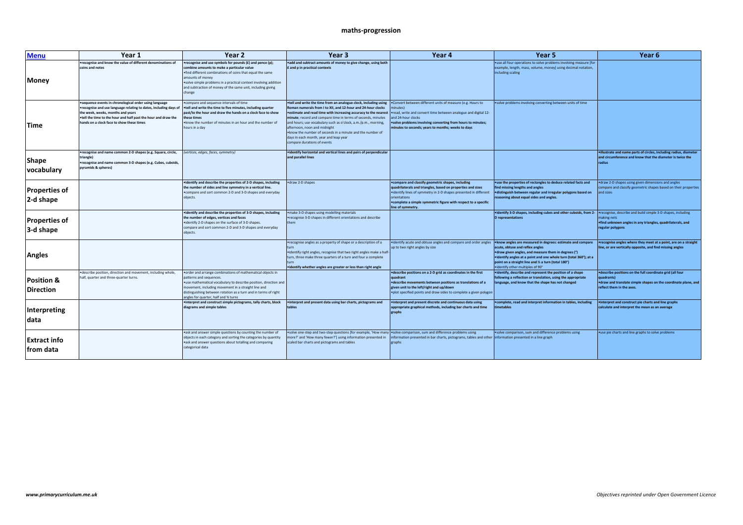# maths-progression

| Menu | Year 1 | Year 2 | Year 3 | Year 4 | Year 5 | Year 6 |
|---|---|---|---|---|---|---|
| **Money** | •recognise and know the value of different denominations of coins and notes | •recognise and use symbols for pounds (£) and pence (p); combine amounts to make a particular value<br>•find different combinations of coins that equal the same amounts of money<br>•solve simple problems in a practical context involving addition and subtraction of money of the same unit, including giving change | •add and subtract amounts of money to give change, using both £ and p in practical contexts | | •use all four operations to solve problems involving measure [for example, length, mass, volume, money] using decimal notation, including scaling | |
| **Time** | •sequence events in chronological order using language<br>•recognise and use language relating to dates, including days of the week, weeks, months and years<br>•tell the time to the hour and half past the hour and draw the hands on a clock face to show these times | •compare and sequence intervals of time<br>•tell and write the time to five minutes, including quarter past/to the hour and draw the hands on a clock face to show these times<br>•know the number of minutes in an hour and the number of hours in a day | •tell and write the time from an analogue clock, including using Roman numerals from I to XII, and 12-hour and 24-hour clocks<br>•estimate and read time with increasing accuracy to the nearest minute; record and compare time in terms of seconds, minutes and hours; use vocabulary such as o'clock, a.m./p.m., morning, afternoon, noon and midnight<br>•know the number of seconds in a minute and the number of days in each month, year and leap year<br>compare durations of events | •Convert between different units of measure (e.g. Hours to minutes)<br>•read, write and convert time between analogue and digital 12- and 24-hour clocks<br>•solve problems involving converting from hours to minutes; minutes to seconds; years to months; weeks to days | •solve problems involving converting between units of time | |
| **Shape vocabulary** | •recognise and name common 2-D shapes (e.g. Square, circle, triangle)<br>•recognise and name common 3-D shapes (e.g. Cubes, cuboids, pyramids & spheres) | *(vertices, edges, faces, symmetry)* | •identify horizontal and vertical lines and pairs of perpendicular and parallel lines | | | •illustrate and name parts of circles, including radius, diameter and circumference and know that the diameter is twice the radius |
| **Properties of 2-d shape** | | •identify and describe the properties of 2-D shapes, including the number of sides and line symmetry in a vertical line.<br>•compare and sort common 2-D and 3-D shapes and everyday objects. | •draw 2-D shapes | •compare and classify geometric shapes, including quadrilaterals and triangles, based on properties and sizes<br>•identify lines of symmetry in 2-D shapes presented in different orientations<br>•complete a simple symmetric figure with respect to a specific line of symmetry. | •use the properties of rectangles to deduce related facts and find missing lengths and angles<br>•distinguish between regular and irregular polygons based on reasoning about equal sides and angles. | •draw 2-D shapes using given dimensions and angles<br>compare and classify geometric shapes based on their properties and sizes |
| **Properties of 3-d shape** | | •identify and describe the properties of 3-D shapes, including the number of edges, vertices and faces<br>•identify 2-D shapes on the surface of 3-D shapes.<br>compare and sort common 2-D and 3-D shapes and everyday objects. | •make 3-D shapes using modelling materials<br>•recognise 3-D shapes in different orientations and describe them | | •identify 3-D shapes, including cubes and other cuboids, from 2-D representations | •recognise, describe and build simple 3-D shapes, including making nets<br>•find unknown angles in any triangles, quadrilaterals, and regular polygons |
| **Angles** | | | •recognise angles as a property of shape or a description of a turn<br>•identify right angles, recognise that two right angles make a half-turn, three make three quarters of a turn and four a complete turn<br>•identify whether angles are greater or less than right angle | •identify acute and obtuse angles and compare and order angles up to two right angles by size | •know angles are measured in degrees: estimate and compare acute, obtuse and reflex angles<br>•draw given angles, and measure them in degrees (°)<br>•identify angles at a point and one whole turn (total 360°); at a point on a straight line and ½ a turn (total 180°)<br>•identify other multiples of 90° | •recognise angles where they meet at a point, are on a straight line, or are vertically opposite, and find missing angles |
| **Position & Direction** | •describe position, direction and movement, including whole, half, quarter and three-quarter turns. | •order and arrange combinations of mathematical objects in patterns and sequences.<br>•use mathematical vocabulary to describe position, direction and movement, including movement in a straight line and distinguishing between rotation as a turn and in terms of right angles for quarter, half and ¾ turns | | •describe positions on a 2-D grid as coordinates in the first quadrant<br>•describe movements between positions as translations of a given unit to the left/right and up/down<br>•plot specified points and draw sides to complete a given polygon | •identify, describe and represent the position of a shape following a reflection or translation, using the appropriate language, and know that the shape has not changed | •describe positions on the full coordinate grid (all four quadrants)<br>•draw and translate simple shapes on the coordinate plane, and reflect them in the axes. |
| **Interpreting data** | | •interpret and construct simple pictograms, tally charts, block diagrams and simple tables | •interpret and present data using bar charts, pictograms and tables | •interpret and present discrete and continuous data using appropriate graphical methods, including bar charts and time graphs | •complete, read and interpret information in tables, including timetables | •interpret and construct pie charts and line graphs<br>calculate and interpret the mean as an average |
| **Extract info from data** | | •ask and answer simple questions by counting the number of objects in each category and sorting the categories by quantity<br>•ask and answer questions about totalling and comparing categorical data | •solve one-step and two-step questions [for example, 'How many more?' and 'How many fewer?'] using information presented in scaled bar charts and pictograms and tables | •solve comparison, sum and difference problems using information presented in bar charts, pictograms, tables and other graphs | •solve comparison, sum and difference problems using information presented in a line graph | •use pie charts and line graphs to solve problems |

*www.primarycurriculum.me.uk*

*Objectives reprinted under Open Government Licence*